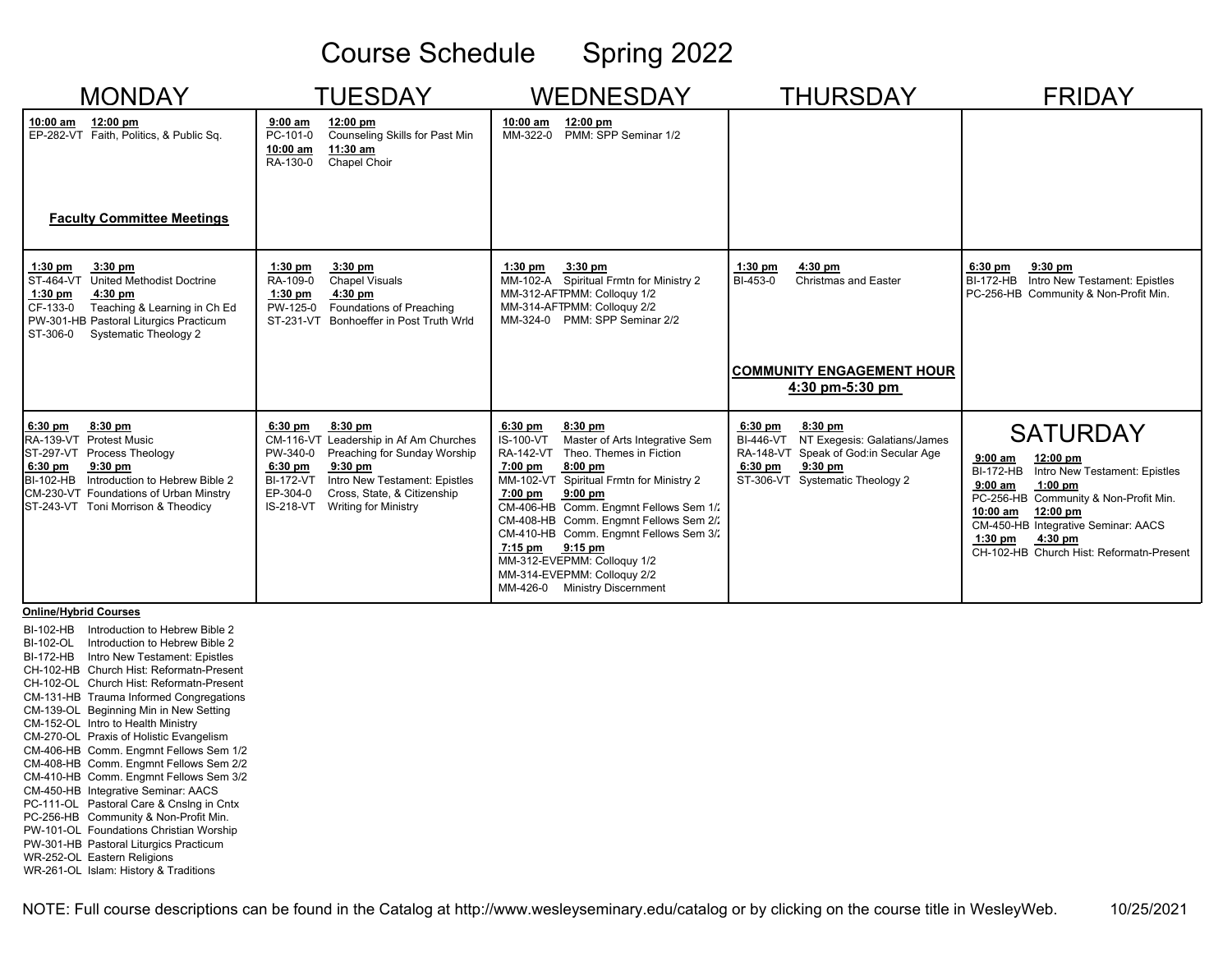# Course Schedule Spring 2022

## MONDAY

**10:00 am 12:00 pm**
EP-282-VT Faith, Politics, & Public Sq.

**Faculty Committee Meetings**

**1:30 pm 3:30 pm**
ST-464-VT United Methodist Doctrine

**1:30 pm 4:30 pm**
CF-133-0 Teaching & Learning in Ch Ed
PW-301-HB Pastoral Liturgics Practicum
ST-306-0 Systematic Theology 2

**6:30 pm 8:30 pm**
RA-139-VT Protest Music
ST-297-VT Process Theology

**6:30 pm 9:30 pm**
BI-102-HB Introduction to Hebrew Bible 2
CM-230-VT Foundations of Urban Minstry
ST-243-VT Toni Morrison & Theodicy

## TUESDAY

**9:00 am 12:00 pm**
PC-101-0 Counseling Skills for Past Min

**10:00 am 11:30 am**
RA-130-0 Chapel Choir

**1:30 pm 3:30 pm**
RA-109-0 Chapel Visuals

**1:30 pm 4:30 pm**
PW-125-0 Foundations of Preaching
ST-231-VT Bonhoeffer in Post Truth Wrld

**6:30 pm 8:30 pm**
CM-116-VT Leadership in Af Am Churches
PW-340-0 Preaching for Sunday Worship

**6:30 pm 9:30 pm**
BI-172-VT Intro New Testament: Epistles
EP-304-0 Cross, State, & Citizenship
IS-218-VT Writing for Ministry

## WEDNESDAY

**10:00 am 12:00 pm**
MM-322-0 PMM: SPP Seminar 1/2

**1:30 pm 3:30 pm**
MM-102-A Spiritual Frmtn for Ministry 2
MM-312-AFTPMM: Colloquy 1/2
MM-314-AFTPMM: Colloquy 2/2
MM-324-0 PMM: SPP Seminar 2/2

**6:30 pm 8:30 pm**
IS-100-VT Master of Arts Integrative Sem
RA-142-VT Theo. Themes in Fiction

**7:00 pm 8:00 pm**
MM-102-VT Spiritual Frmtn for Ministry 2

**7:00 pm 9:00 pm**
CM-406-HB Comm. Engmnt Fellows Sem 1/2
CM-408-HB Comm. Engmnt Fellows Sem 2/2
CM-410-HB Comm. Engmnt Fellows Sem 3/2

**7:15 pm 9:15 pm**
MM-312-EVEPMM: Colloquy 1/2
MM-314-EVEPMM: Colloquy 2/2
MM-426-0 Ministry Discernment

## THURSDAY

**1:30 pm 4:30 pm**
BI-453-0 Christmas and Easter

**COMMUNITY ENGAGEMENT HOUR**
**4:30 pm-5:30 pm**

**6:30 pm 8:30 pm**
BI-446-VT NT Exegesis: Galatians/James
RA-148-VT Speak of God:in Secular Age

**6:30 pm 9:30 pm**
ST-306-VT Systematic Theology 2

## FRIDAY

**6:30 pm 9:30 pm**
BI-172-HB Intro New Testament: Epistles
PC-256-HB Community & Non-Profit Min.

## SATURDAY

**9:00 am 12:00 pm**
BI-172-HB Intro New Testament: Epistles

**9:00 am 1:00 pm**
PC-256-HB Community & Non-Profit Min.

**10:00 am 12:00 pm**
CM-450-HB Integrative Seminar: AACS

**1:30 pm 4:30 pm**
CH-102-HB Church Hist: Reformatn-Present

## Online/Hybrid Courses

- BI-102-HB Introduction to Hebrew Bible 2
- BI-102-OL Introduction to Hebrew Bible 2
- BI-172-HB Intro New Testament: Epistles
- CH-102-HB Church Hist: Reformatn-Present
- CH-102-OL Church Hist: Reformatn-Present
- CM-131-HB Trauma Informed Congregations
- CM-139-OL Beginning Min in New Setting
- CM-152-OL Intro to Health Ministry
- CM-270-OL Praxis of Holistic Evangelism
- CM-406-HB Comm. Engmnt Fellows Sem 1/2
- CM-408-HB Comm. Engmnt Fellows Sem 2/2
- CM-410-HB Comm. Engmnt Fellows Sem 3/2
- CM-450-HB Integrative Seminar: AACS
- PC-111-OL Pastoral Care & Cnslng in Cntx
- PC-256-HB Community & Non-Profit Min.
- PW-101-OL Foundations Christian Worship
- PW-301-HB Pastoral Liturgics Practicum
- WR-252-OL Eastern Religions
- WR-261-OL Islam: History & Traditions

NOTE: Full course descriptions can be found in the Catalog at http://www.wesleyseminary.edu/catalog or by clicking on the course title in WesleyWeb. 10/25/2021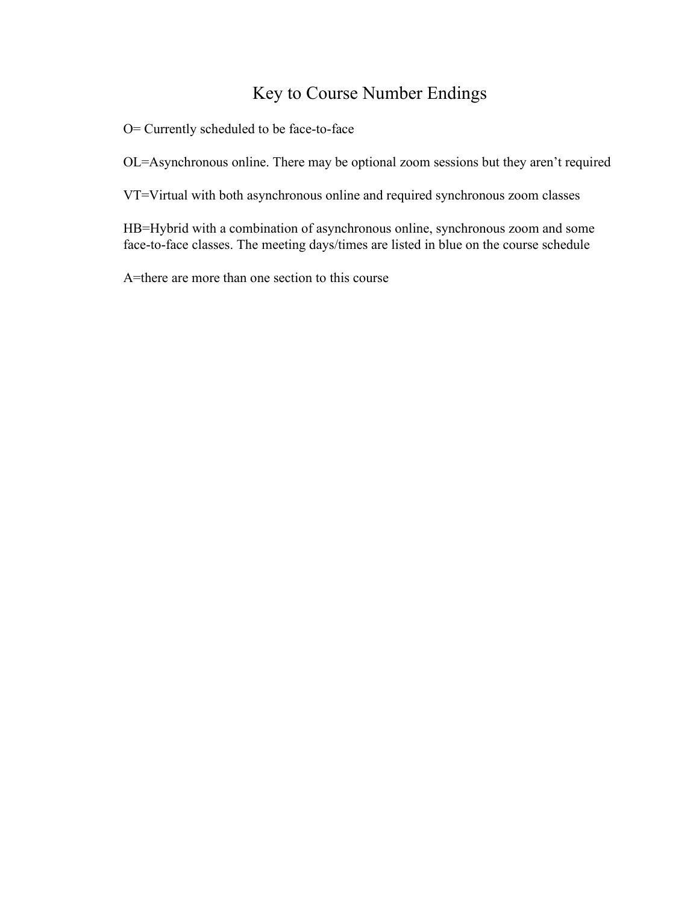# Key to Course Number Endings

O= Currently scheduled to be face-to-face

OL=Asynchronous online. There may be optional zoom sessions but they aren't required

VT=Virtual with both asynchronous online and required synchronous zoom classes

HB=Hybrid with a combination of asynchronous online, synchronous zoom and some face-to-face classes. The meeting days/times are listed in blue on the course schedule

A=there are more than one section to this course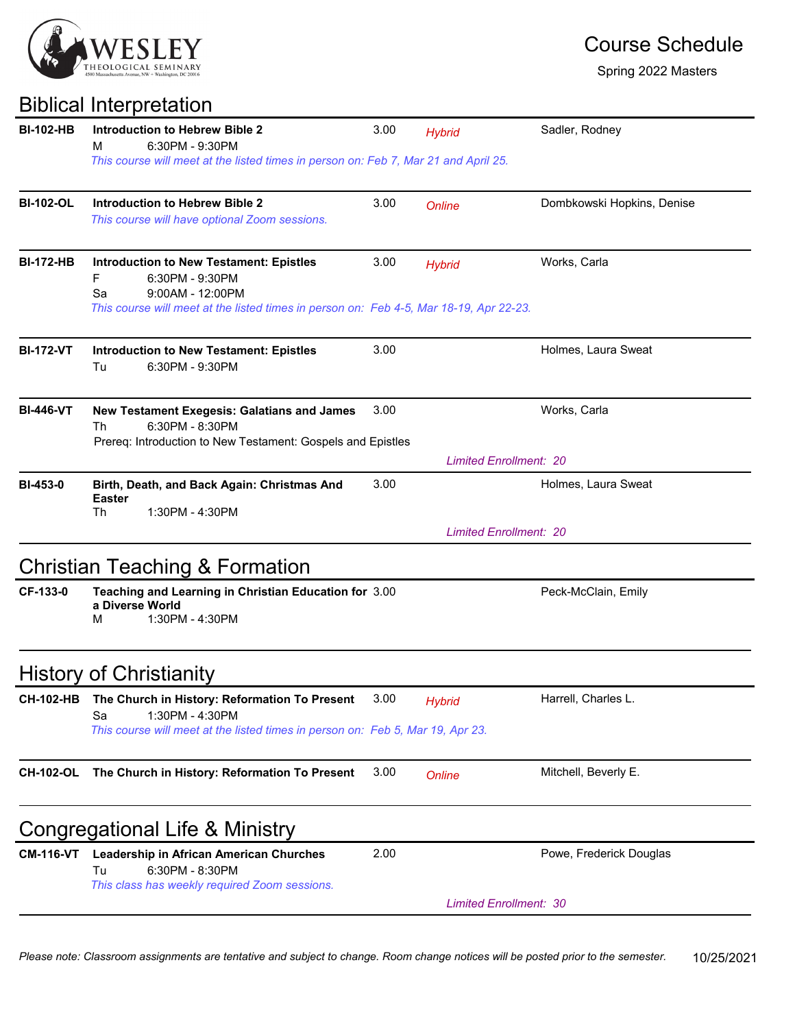# Course Schedule

Spring 2022 Masters

## Biblical Interpretation

**BI-102-HB** **Introduction to Hebrew Bible 2** 3.00 *Hybrid* Sadler, Rodney
M 6:30PM - 9:30PM
*This course will meet at the listed times in person on: Feb 7, Mar 21 and April 25.*

---

**BI-102-OL** **Introduction to Hebrew Bible 2** 3.00 *Online* Dombkowski Hopkins, Denise
*This course will have optional Zoom sessions.*

---

**BI-172-HB** **Introduction to New Testament: Epistles** 3.00 *Hybrid* Works, Carla
F 6:30PM - 9:30PM
Sa 9:00AM - 12:00PM
*This course will meet at the listed times in person on: Feb 4-5, Mar 18-19, Apr 22-23.*

---

**BI-172-VT** **Introduction to New Testament: Epistles** 3.00 Holmes, Laura Sweat
Tu 6:30PM - 9:30PM

---

**BI-446-VT** **New Testament Exegesis: Galatians and James** 3.00 Works, Carla
Th 6:30PM - 8:30PM
Prereq: Introduction to New Testament: Gospels and Epistles
*Limited Enrollment: 20*

---

**BI-453-0** **Birth, Death, and Back Again: Christmas And Easter** 3.00 Holmes, Laura Sweat
Th 1:30PM - 4:30PM
*Limited Enrollment: 20*

## Christian Teaching & Formation

**CF-133-0** **Teaching and Learning in Christian Education for a Diverse World** 3.00 Peck-McClain, Emily
M 1:30PM - 4:30PM

## History of Christianity

**CH-102-HB** **The Church in History: Reformation To Present** 3.00 *Hybrid* Harrell, Charles L.
Sa 1:30PM - 4:30PM
*This course will meet at the listed times in person on: Feb 5, Mar 19, Apr 23.*

---

**CH-102-OL** **The Church in History: Reformation To Present** 3.00 *Online* Mitchell, Beverly E.

## Congregational Life & Ministry

**CM-116-VT** **Leadership in African American Churches** 2.00 Powe, Frederick Douglas
Tu 6:30PM - 8:30PM
*This class has weekly required Zoom sessions.*
*Limited Enrollment: 30*

*Please note: Classroom assignments are tentative and subject to change. Room change notices will be posted prior to the semester.* 10/25/2021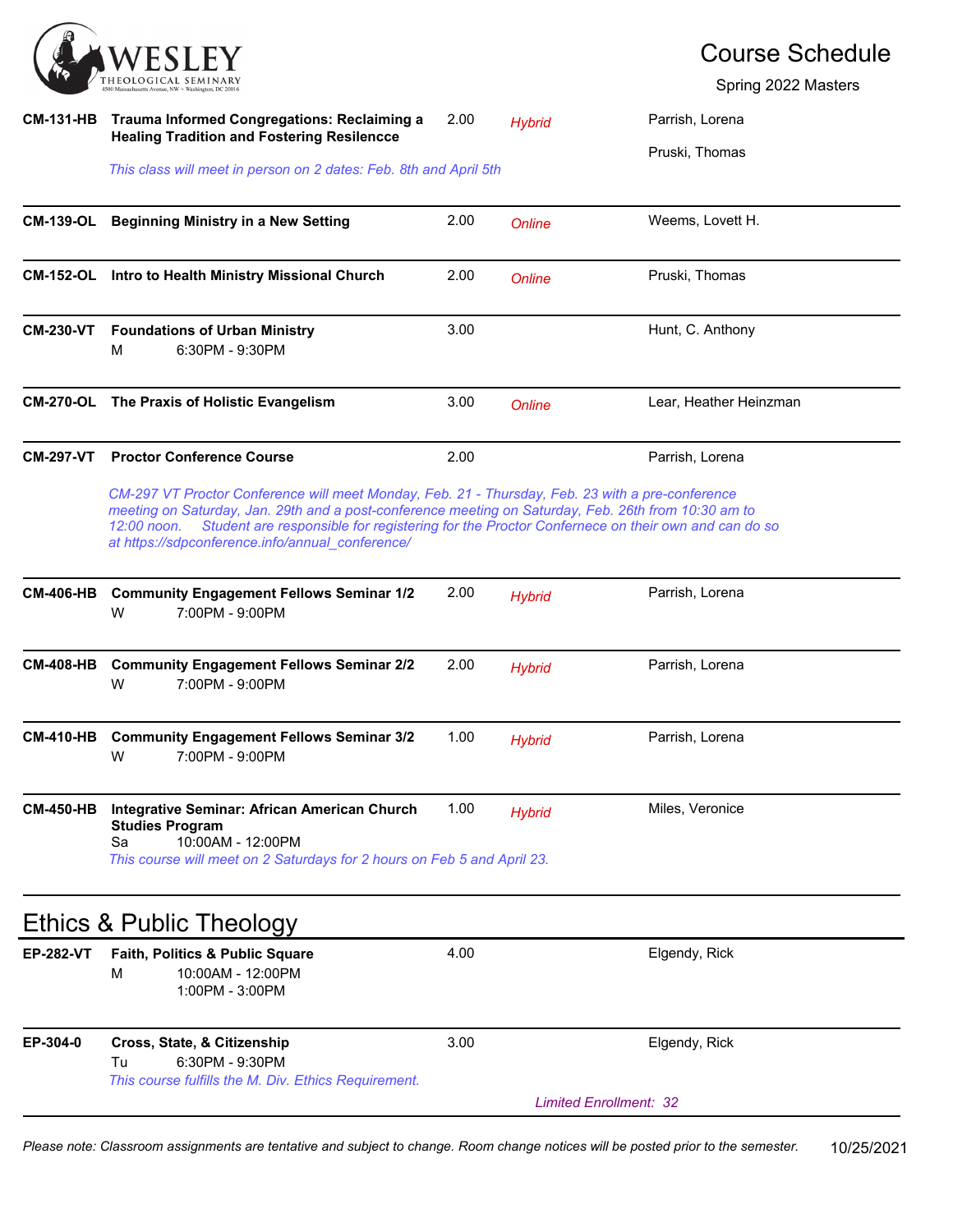| | | | | |
|---|---|---|---|---|
| **CM-131-HB** | **Trauma Informed Congregations: Reclaiming a Healing Tradition and Fostering Resilencce** | 2.00 | *Hybrid* | Parrish, Lorena<br>Pruski, Thomas |

*This class will meet in person on 2 dates: Feb. 8th and April 5th*

| | | | | |
|---|---|---|---|---|
| **CM-139-OL** | **Beginning Ministry in a New Setting** | 2.00 | *Online* | Weems, Lovett H. |
| **CM-152-OL** | **Intro to Health Ministry Missional Church** | 2.00 | *Online* | Pruski, Thomas |
| **CM-230-VT** | **Foundations of Urban Ministry**<br>M 6:30PM - 9:30PM | 3.00 | | Hunt, C. Anthony |
| **CM-270-OL** | **The Praxis of Holistic Evangelism** | 3.00 | *Online* | Lear, Heather Heinzman |
| **CM-297-VT** | **Proctor Conference Course** | 2.00 | | Parrish, Lorena |

*CM-297 VT Proctor Conference will meet Monday, Feb. 21 - Thursday, Feb. 23 with a pre-conference meeting on Saturday, Jan. 29th and a post-conference meeting on Saturday, Feb. 26th from 10:30 am to 12:00 noon. Student are responsible for registering for the Proctor Confernece on their own and can do so at https://sdpconference.info/annual_conference/*

| | | | | |
|---|---|---|---|---|
| **CM-406-HB** | **Community Engagement Fellows Seminar 1/2**<br>W 7:00PM - 9:00PM | 2.00 | *Hybrid* | Parrish, Lorena |
| **CM-408-HB** | **Community Engagement Fellows Seminar 2/2**<br>W 7:00PM - 9:00PM | 2.00 | *Hybrid* | Parrish, Lorena |
| **CM-410-HB** | **Community Engagement Fellows Seminar 3/2**<br>W 7:00PM - 9:00PM | 1.00 | *Hybrid* | Parrish, Lorena |
| **CM-450-HB** | **Integrative Seminar: African American Church Studies Program**<br>Sa 10:00AM - 12:00PM | 1.00 | *Hybrid* | Miles, Veronice |

*This course will meet on 2 Saturdays for 2 hours on Feb 5 and April 23.*

## Ethics & Public Theology

| | | | | |
|---|---|---|---|---|
| **EP-282-VT** | **Faith, Politics & Public Square**<br>M 10:00AM - 12:00PM<br>1:00PM - 3:00PM | 4.00 | | Elgendy, Rick |
| **EP-304-0** | **Cross, State, & Citizenship**<br>Tu 6:30PM - 9:30PM | 3.00 | | Elgendy, Rick |

*This course fulfills the M. Div. Ethics Requirement.*

*Limited Enrollment: 32*

*Please note: Classroom assignments are tentative and subject to change. Room change notices will be posted prior to the semester.*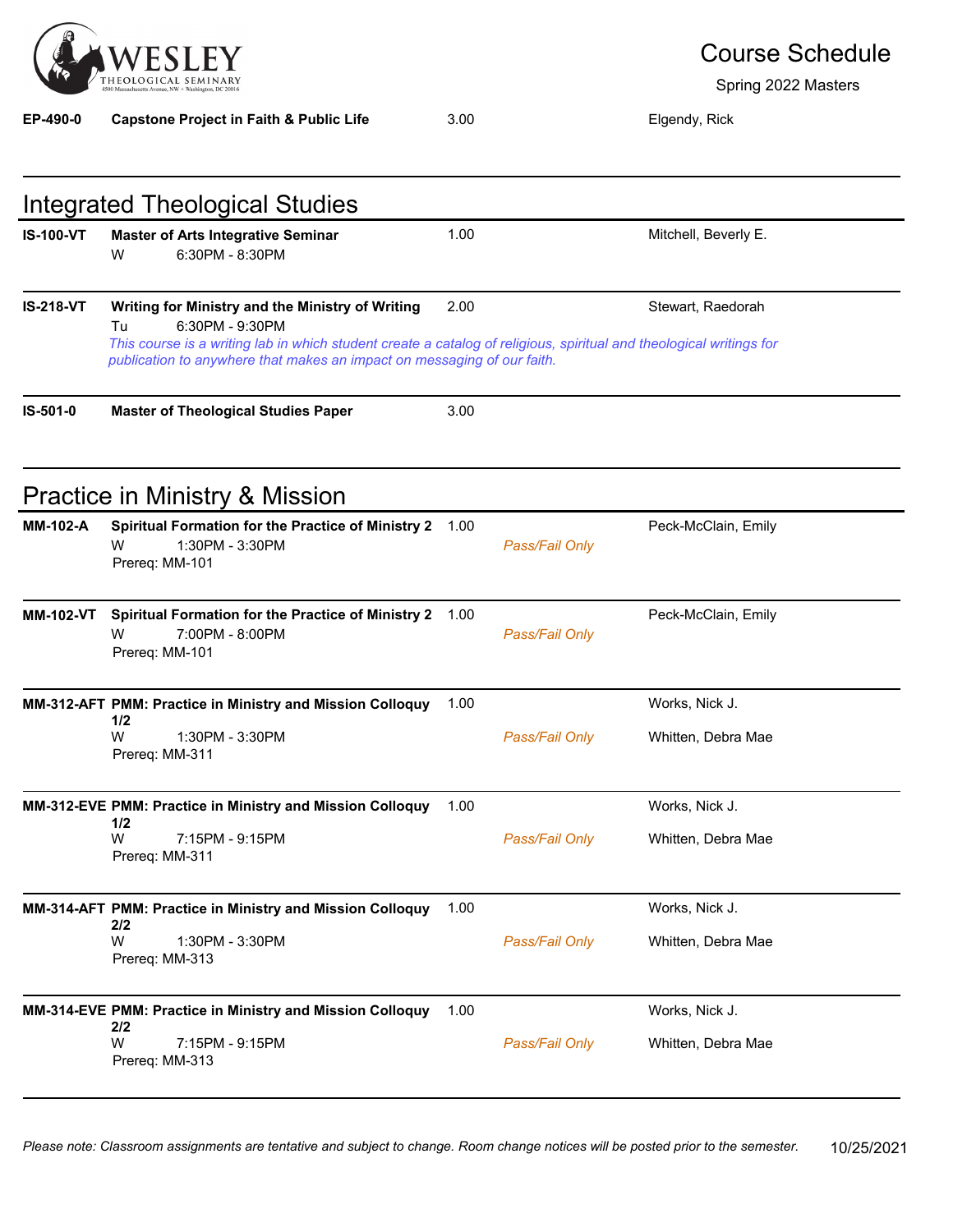| | | | | |
|---|---|---|---|---|
| EP-490-0 | **Capstone Project in Faith & Public Life** | 3.00 | | Elgendy, Rick |

## Integrated Theological Studies

| | | | | |
|---|---|---|---|---|
| **IS-100-VT** | **Master of Arts Integrative Seminar**<br>W 6:30PM - 8:30PM | 1.00 | | Mitchell, Beverly E. |
| **IS-218-VT** | **Writing for Ministry and the Ministry of Writing**<br>Tu 6:30PM - 9:30PM<br>*This course is a writing lab in which student create a catalog of religious, spiritual and theological writings for publication to anywhere that makes an impact on messaging of our faith.* | 2.00 | | Stewart, Raedorah |
| **IS-501-0** | **Master of Theological Studies Paper** | 3.00 | | |

## Practice in Ministry & Mission

| | | | | |
|---|---|---|---|---|
| **MM-102-A** | **Spiritual Formation for the Practice of Ministry 2**<br>W 1:30PM - 3:30PM<br>Prereq: MM-101 | 1.00 | *Pass/Fail Only* | Peck-McClain, Emily |
| **MM-102-VT** | **Spiritual Formation for the Practice of Ministry 2**<br>W 7:00PM - 8:00PM<br>Prereq: MM-101 | 1.00 | *Pass/Fail Only* | Peck-McClain, Emily |
| **MM-312-AFT** | **PMM: Practice in Ministry and Mission Colloquy 1/2**<br>W 1:30PM - 3:30PM<br>Prereq: MM-311 | 1.00 | *Pass/Fail Only* | Works, Nick J.<br>Whitten, Debra Mae |
| **MM-312-EVE** | **PMM: Practice in Ministry and Mission Colloquy 1/2**<br>W 7:15PM - 9:15PM<br>Prereq: MM-311 | 1.00 | *Pass/Fail Only* | Works, Nick J.<br>Whitten, Debra Mae |
| **MM-314-AFT** | **PMM: Practice in Ministry and Mission Colloquy 2/2**<br>W 1:30PM - 3:30PM<br>Prereq: MM-313 | 1.00 | *Pass/Fail Only* | Works, Nick J.<br>Whitten, Debra Mae |
| **MM-314-EVE** | **PMM: Practice in Ministry and Mission Colloquy 2/2**<br>W 7:15PM - 9:15PM<br>Prereq: MM-313 | 1.00 | *Pass/Fail Only* | Works, Nick J.<br>Whitten, Debra Mae |

*Please note: Classroom assignments are tentative and subject to change. Room change notices will be posted prior to the semester.*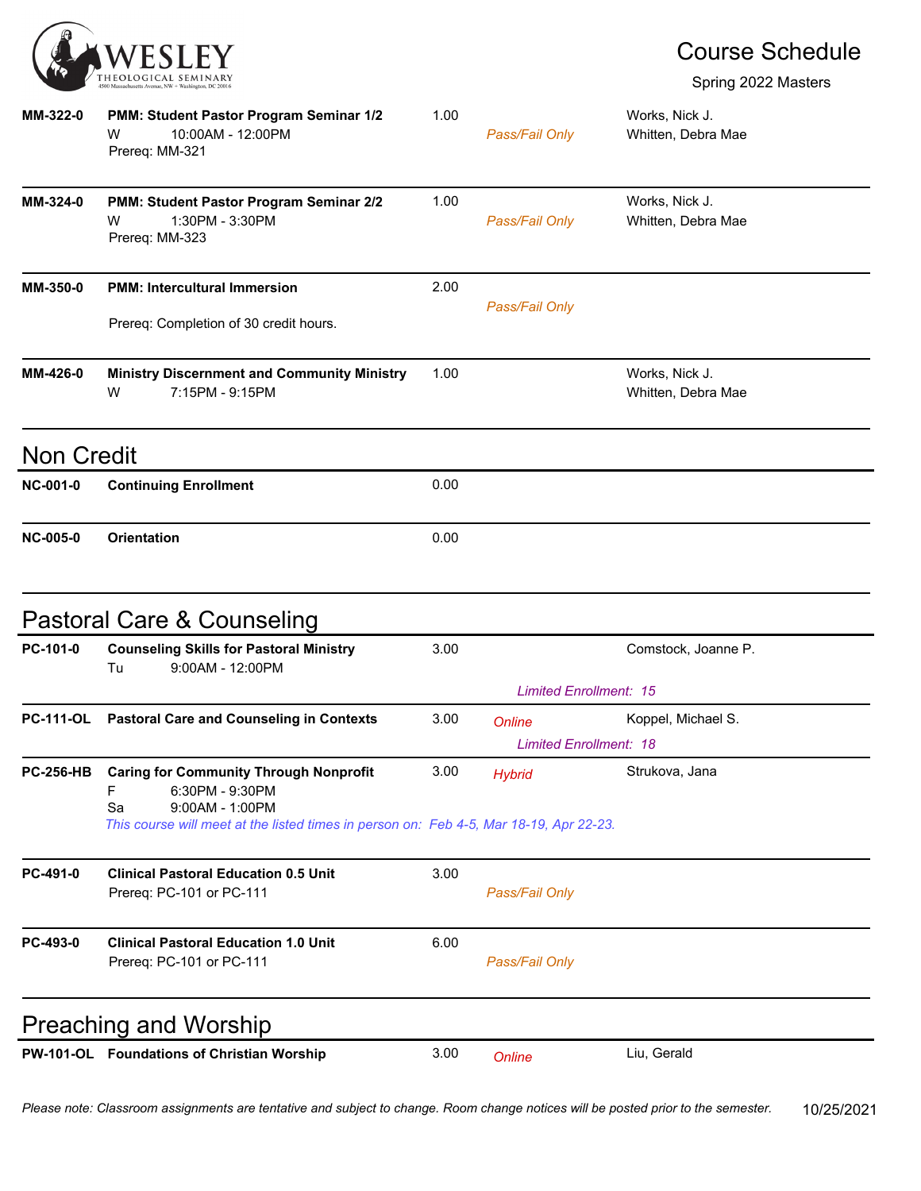| | | | | |
|---|---|---|---|---|
| **MM-322-0** | **PMM: Student Pastor Program Seminar 1/2**<br>W 10:00AM - 12:00PM<br>Prereq: MM-321 | 1.00 | *Pass/Fail Only* | Works, Nick J.<br>Whitten, Debra Mae |
| **MM-324-0** | **PMM: Student Pastor Program Seminar 2/2**<br>W 1:30PM - 3:30PM<br>Prereq: MM-323 | 1.00 | *Pass/Fail Only* | Works, Nick J.<br>Whitten, Debra Mae |
| **MM-350-0** | **PMM: Intercultural Immersion**<br>Prereq: Completion of 30 credit hours. | 2.00 | *Pass/Fail Only* | |
| **MM-426-0** | **Ministry Discernment and Community Ministry**<br>W 7:15PM - 9:15PM | 1.00 | | Works, Nick J.<br>Whitten, Debra Mae |

## Non Credit

| | | | | |
|---|---|---|---|---|
| **NC-001-0** | **Continuing Enrollment** | 0.00 | | |
| **NC-005-0** | **Orientation** | 0.00 | | |

## Pastoral Care & Counseling

| | | | | |
|---|---|---|---|---|
| **PC-101-0** | **Counseling Skills for Pastoral Ministry**<br>Tu 9:00AM - 12:00PM | 3.00 | *Limited Enrollment: 15* | Comstock, Joanne P. |
| **PC-111-OL** | **Pastoral Care and Counseling in Contexts** | 3.00 | *Online*<br>*Limited Enrollment: 18* | Koppel, Michael S. |
| **PC-256-HB** | **Caring for Community Through Nonprofit**<br>F 6:30PM - 9:30PM<br>Sa 9:00AM - 1:00PM<br>*This course will meet at the listed times in person on: Feb 4-5, Mar 18-19, Apr 22-23.* | 3.00 | *Hybrid* | Strukova, Jana |
| **PC-491-0** | **Clinical Pastoral Education 0.5 Unit**<br>Prereq: PC-101 or PC-111 | 3.00 | *Pass/Fail Only* | |
| **PC-493-0** | **Clinical Pastoral Education 1.0 Unit**<br>Prereq: PC-101 or PC-111 | 6.00 | *Pass/Fail Only* | |

## Preaching and Worship

| | | | | |
|---|---|---|---|---|
| **PW-101-OL** | **Foundations of Christian Worship** | 3.00 | *Online* | Liu, Gerald |

*Please note: Classroom assignments are tentative and subject to change. Room change notices will be posted prior to the semester.*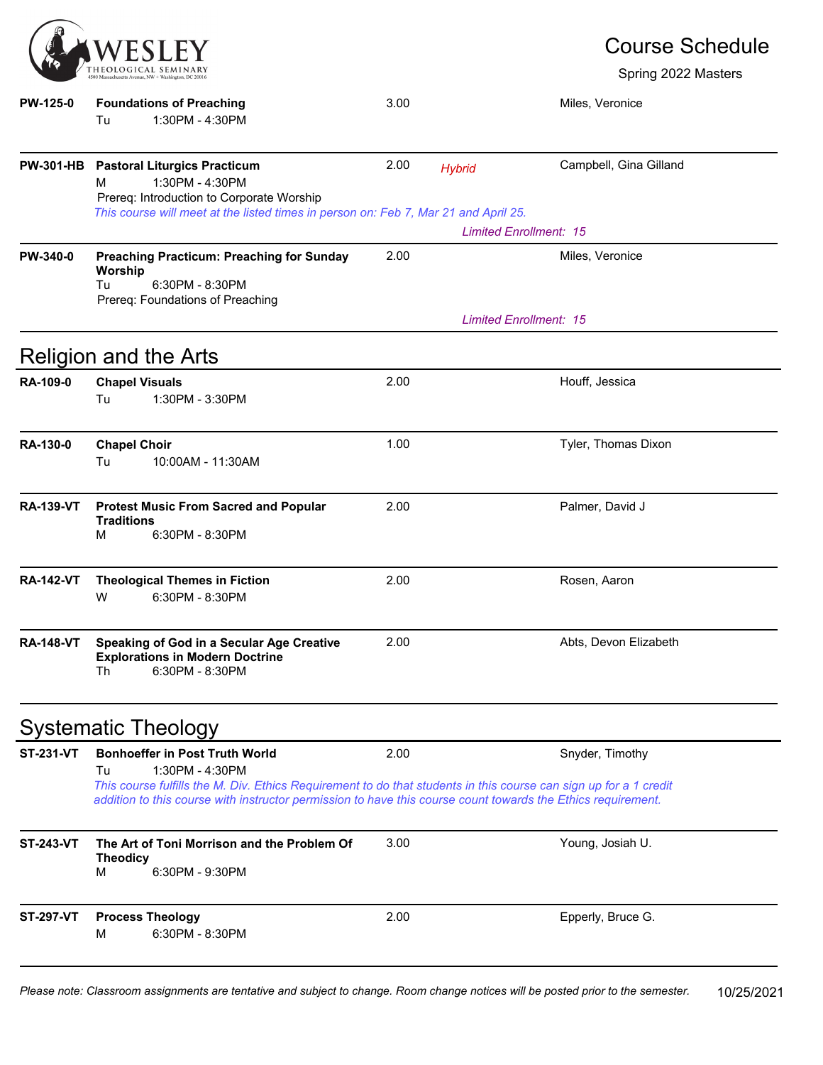| | | | | |
|---|---|---|---|---|
| **PW-125-0** | **Foundations of Preaching**<br>Tu 1:30PM - 4:30PM | 3.00 | | Miles, Veronice |
| **PW-301-HB** | **Pastoral Liturgics Practicum**<br>M 1:30PM - 4:30PM<br>Prereq: Introduction to Corporate Worship<br>*This course will meet at the listed times in person on: Feb 7, Mar 21 and April 25.* | 2.00 | *Hybrid*<br>*Limited Enrollment: 15* | Campbell, Gina Gilland |
| **PW-340-0** | **Preaching Practicum: Preaching for Sunday Worship**<br>Tu 6:30PM - 8:30PM<br>Prereq: Foundations of Preaching | 2.00 | *Limited Enrollment: 15* | Miles, Veronice |

## Religion and the Arts

| | | | | |
|---|---|---|---|---|
| **RA-109-0** | **Chapel Visuals**<br>Tu 1:30PM - 3:30PM | 2.00 | | Houff, Jessica |
| **RA-130-0** | **Chapel Choir**<br>Tu 10:00AM - 11:30AM | 1.00 | | Tyler, Thomas Dixon |
| **RA-139-VT** | **Protest Music From Sacred and Popular Traditions**<br>M 6:30PM - 8:30PM | 2.00 | | Palmer, David J |
| **RA-142-VT** | **Theological Themes in Fiction**<br>W 6:30PM - 8:30PM | 2.00 | | Rosen, Aaron |
| **RA-148-VT** | **Speaking of God in a Secular Age Creative Explorations in Modern Doctrine**<br>Th 6:30PM - 8:30PM | 2.00 | | Abts, Devon Elizabeth |

## Systematic Theology

| | | | | |
|---|---|---|---|---|
| **ST-231-VT** | **Bonhoeffer in Post Truth World**<br>Tu 1:30PM - 4:30PM<br>*This course fulfills the M. Div. Ethics Requirement to do that students in this course can sign up for a 1 credit addition to this course with instructor permission to have this course count towards the Ethics requirement.* | 2.00 | | Snyder, Timothy |
| **ST-243-VT** | **The Art of Toni Morrison and the Problem Of Theodicy**<br>M 6:30PM - 9:30PM | 3.00 | | Young, Josiah U. |
| **ST-297-VT** | **Process Theology**<br>M 6:30PM - 8:30PM | 2.00 | | Epperly, Bruce G. |

*Please note: Classroom assignments are tentative and subject to change. Room change notices will be posted prior to the semester.*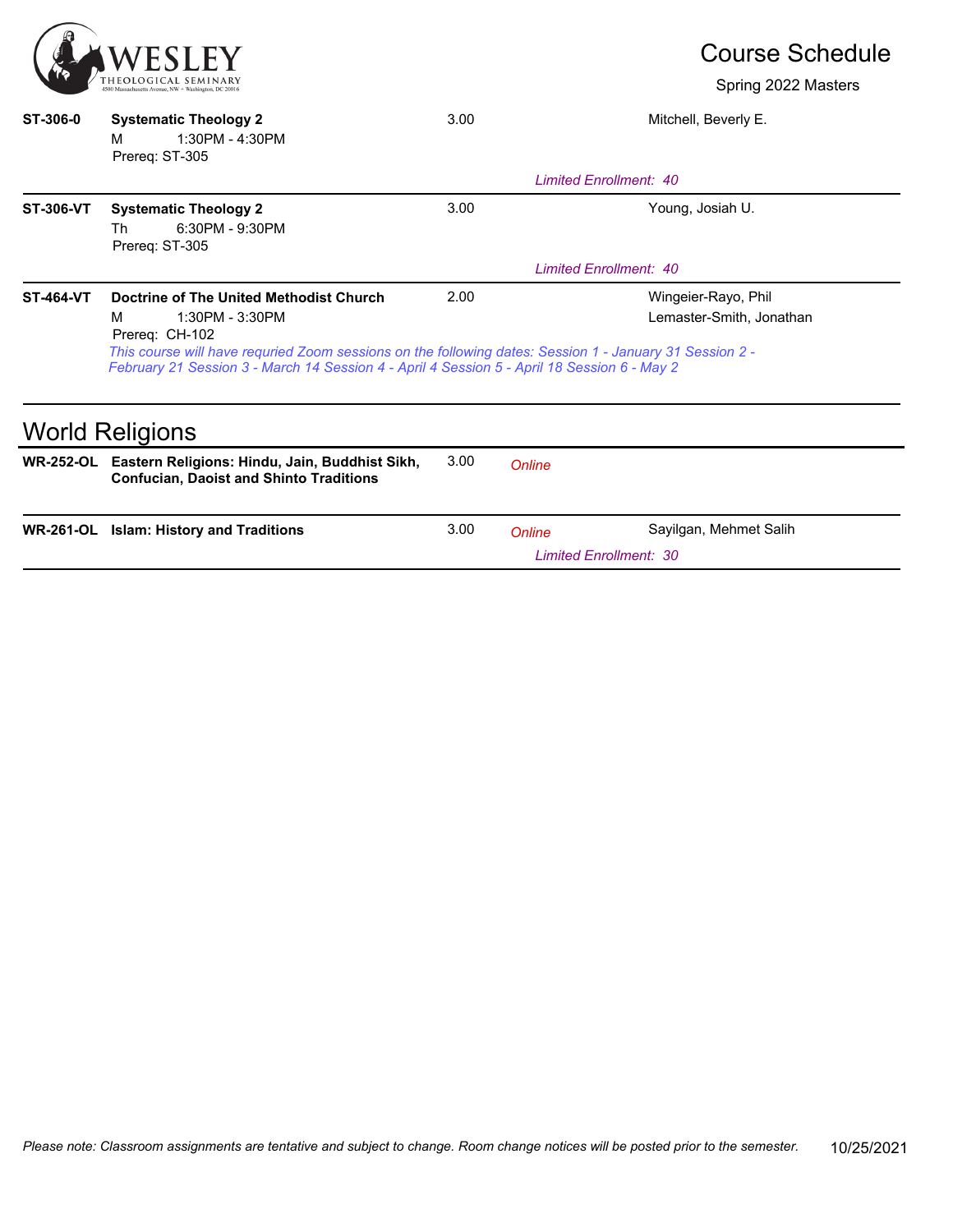| | | | | |
|---|---|---|---|---|
| **ST-306-0** | **Systematic Theology 2**<br>M 1:30PM - 4:30PM<br>Prereq: ST-305 | 3.00 | *Limited Enrollment: 40* | Mitchell, Beverly E. |
| **ST-306-VT** | **Systematic Theology 2**<br>Th 6:30PM - 9:30PM<br>Prereq: ST-305 | 3.00 | *Limited Enrollment: 40* | Young, Josiah U. |
| **ST-464-VT** | **Doctrine of The United Methodist Church**<br>M 1:30PM - 3:30PM<br>Prereq: CH-102<br>*This course will have requried Zoom sessions on the following dates: Session 1 - January 31 Session 2 - February 21 Session 3 - March 14 Session 4 - April 4 Session 5 - April 18 Session 6 - May 2* | 2.00 | | Wingeier-Rayo, Phil<br>Lemaster-Smith, Jonathan |

## World Religions

| | | | | |
|---|---|---|---|---|
| **WR-252-OL** | **Eastern Religions: Hindu, Jain, Buddhist Sikh, Confucian, Daoist and Shinto Traditions** | 3.00 | *Online* | |
| **WR-261-OL** | **Islam: History and Traditions** | 3.00 | *Online*<br>*Limited Enrollment: 30* | Sayilgan, Mehmet Salih |

*Please note: Classroom assignments are tentative and subject to change. Room change notices will be posted prior to the semester.*